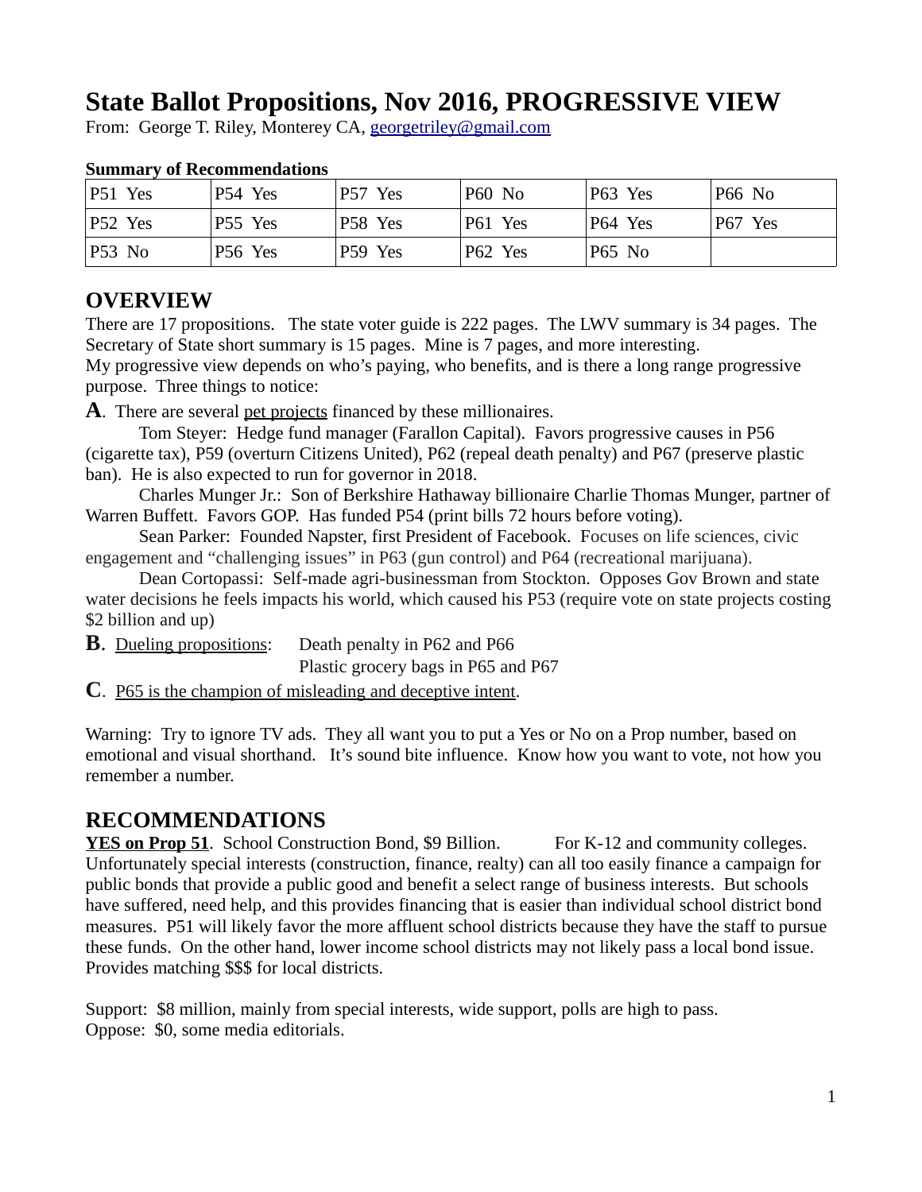# State Ballot Propositions, Nov 2016, PROGRESSIVE VIEW

From: George T. Riley, Monterey CA, georgetriley@gmail.com

**Summary of Recommendations**

| P51 Yes | P54 Yes | P57 Yes | P60 No | P63 Yes | P66 No |
|---|---|---|---|---|---|
| P52 Yes | P55 Yes | P58 Yes | P61 Yes | P64 Yes | P67 Yes |
| P53 No | P56 Yes | P59 Yes | P62 Yes | P65 No | |

## OVERVIEW

There are 17 propositions. The state voter guide is 222 pages. The LWV summary is 34 pages. The Secretary of State short summary is 15 pages. Mine is 7 pages, and more interesting.

My progressive view depends on who's paying, who benefits, and is there a long range progressive purpose. Three things to notice:

**A**. There are several pet projects financed by these millionaires.

Tom Steyer: Hedge fund manager (Farallon Capital). Favors progressive causes in P56 (cigarette tax), P59 (overturn Citizens United), P62 (repeal death penalty) and P67 (preserve plastic ban). He is also expected to run for governor in 2018.

Charles Munger Jr.: Son of Berkshire Hathaway billionaire Charlie Thomas Munger, partner of Warren Buffett. Favors GOP. Has funded P54 (print bills 72 hours before voting).

Sean Parker: Founded Napster, first President of Facebook. Focuses on life sciences, civic engagement and "challenging issues" in P63 (gun control) and P64 (recreational marijuana).

Dean Cortopassi: Self-made agri-businessman from Stockton. Opposes Gov Brown and state water decisions he feels impacts his world, which caused his P53 (require vote on state projects costing $2 billion and up)

**B**. Dueling propositions: Death penalty in P62 and P66
Plastic grocery bags in P65 and P67

**C**. P65 is the champion of misleading and deceptive intent.

Warning: Try to ignore TV ads. They all want you to put a Yes or No on a Prop number, based on emotional and visual shorthand. It's sound bite influence. Know how you want to vote, not how you remember a number.

## RECOMMENDATIONS

**YES on Prop 51**. School Construction Bond, $9 Billion. For K-12 and community colleges. Unfortunately special interests (construction, finance, realty) can all too easily finance a campaign for public bonds that provide a public good and benefit a select range of business interests. But schools have suffered, need help, and this provides financing that is easier than individual school district bond measures. P51 will likely favor the more affluent school districts because they have the staff to pursue these funds. On the other hand, lower income school districts may not likely pass a local bond issue. Provides matching $$$ for local districts.

Support: $8 million, mainly from special interests, wide support, polls are high to pass.
Oppose: $0, some media editorials.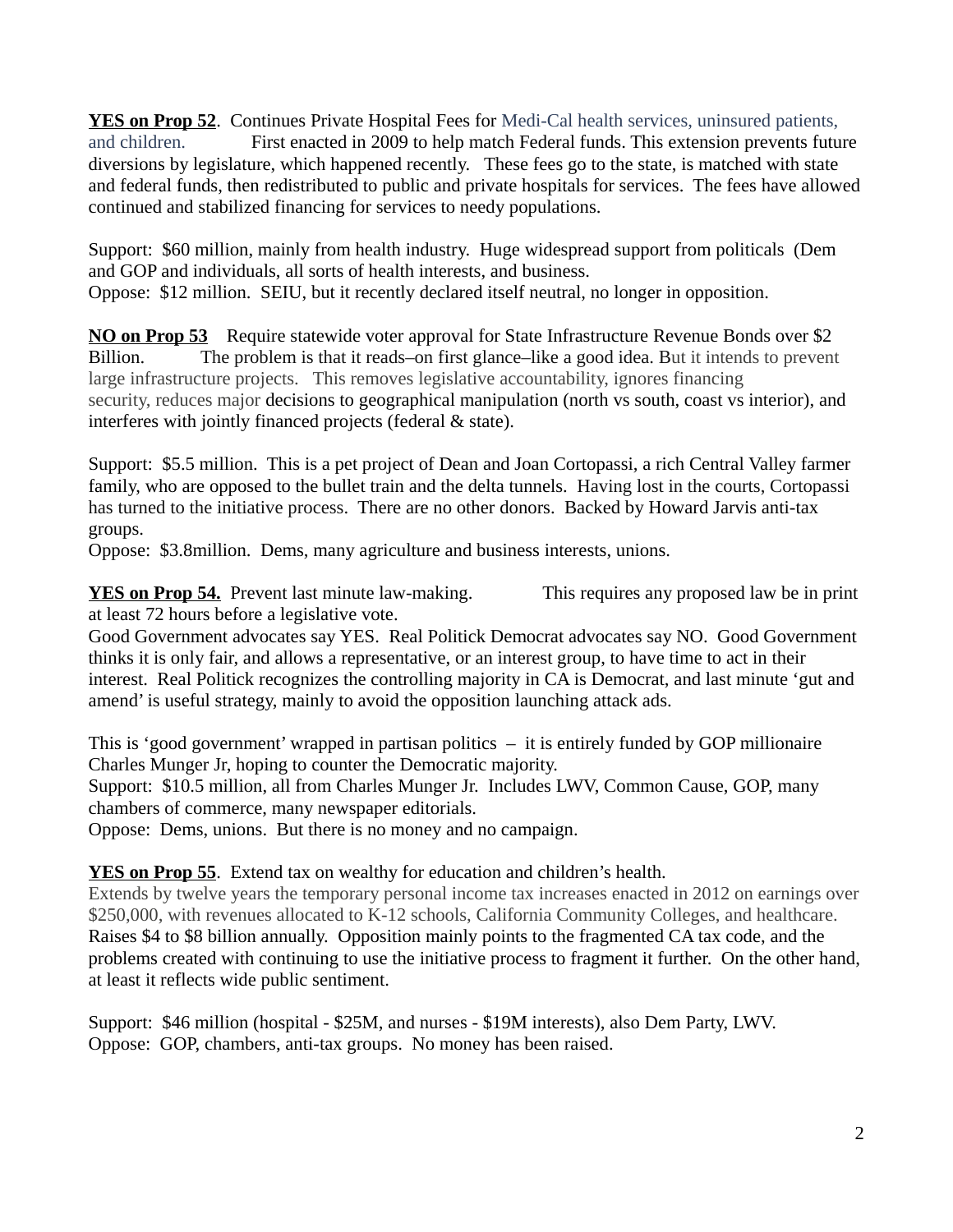**YES on Prop 52**. Continues Private Hospital Fees for Medi-Cal health services, uninsured patients, and children. First enacted in 2009 to help match Federal funds. This extension prevents future diversions by legislature, which happened recently. These fees go to the state, is matched with state and federal funds, then redistributed to public and private hospitals for services. The fees have allowed continued and stabilized financing for services to needy populations.

Support: $60 million, mainly from health industry. Huge widespread support from politicals (Dem and GOP and individuals, all sorts of health interests, and business.
Oppose: $12 million. SEIU, but it recently declared itself neutral, no longer in opposition.

**NO on Prop 53** Require statewide voter approval for State Infrastructure Revenue Bonds over $2 Billion. The problem is that it reads–on first glance–like a good idea. But it intends to prevent large infrastructure projects. This removes legislative accountability, ignores financing security, reduces major decisions to geographical manipulation (north vs south, coast vs interior), and interferes with jointly financed projects (federal & state).

Support: $5.5 million. This is a pet project of Dean and Joan Cortopassi, a rich Central Valley farmer family, who are opposed to the bullet train and the delta tunnels. Having lost in the courts, Cortopassi has turned to the initiative process. There are no other donors. Backed by Howard Jarvis anti-tax groups.
Oppose: $3.8million. Dems, many agriculture and business interests, unions.

**YES on Prop 54.** Prevent last minute law-making. This requires any proposed law be in print at least 72 hours before a legislative vote.
Good Government advocates say YES. Real Politick Democrat advocates say NO. Good Government thinks it is only fair, and allows a representative, or an interest group, to have time to act in their interest. Real Politick recognizes the controlling majority in CA is Democrat, and last minute 'gut and amend' is useful strategy, mainly to avoid the opposition launching attack ads.

This is 'good government' wrapped in partisan politics – it is entirely funded by GOP millionaire Charles Munger Jr, hoping to counter the Democratic majority.
Support: $10.5 million, all from Charles Munger Jr. Includes LWV, Common Cause, GOP, many chambers of commerce, many newspaper editorials.
Oppose: Dems, unions. But there is no money and no campaign.

**YES on Prop 55**. Extend tax on wealthy for education and children's health.
Extends by twelve years the temporary personal income tax increases enacted in 2012 on earnings over $250,000, with revenues allocated to K-12 schools, California Community Colleges, and healthcare. Raises $4 to $8 billion annually. Opposition mainly points to the fragmented CA tax code, and the problems created with continuing to use the initiative process to fragment it further. On the other hand, at least it reflects wide public sentiment.

Support: $46 million (hospital - $25M, and nurses - $19M interests), also Dem Party, LWV.
Oppose: GOP, chambers, anti-tax groups. No money has been raised.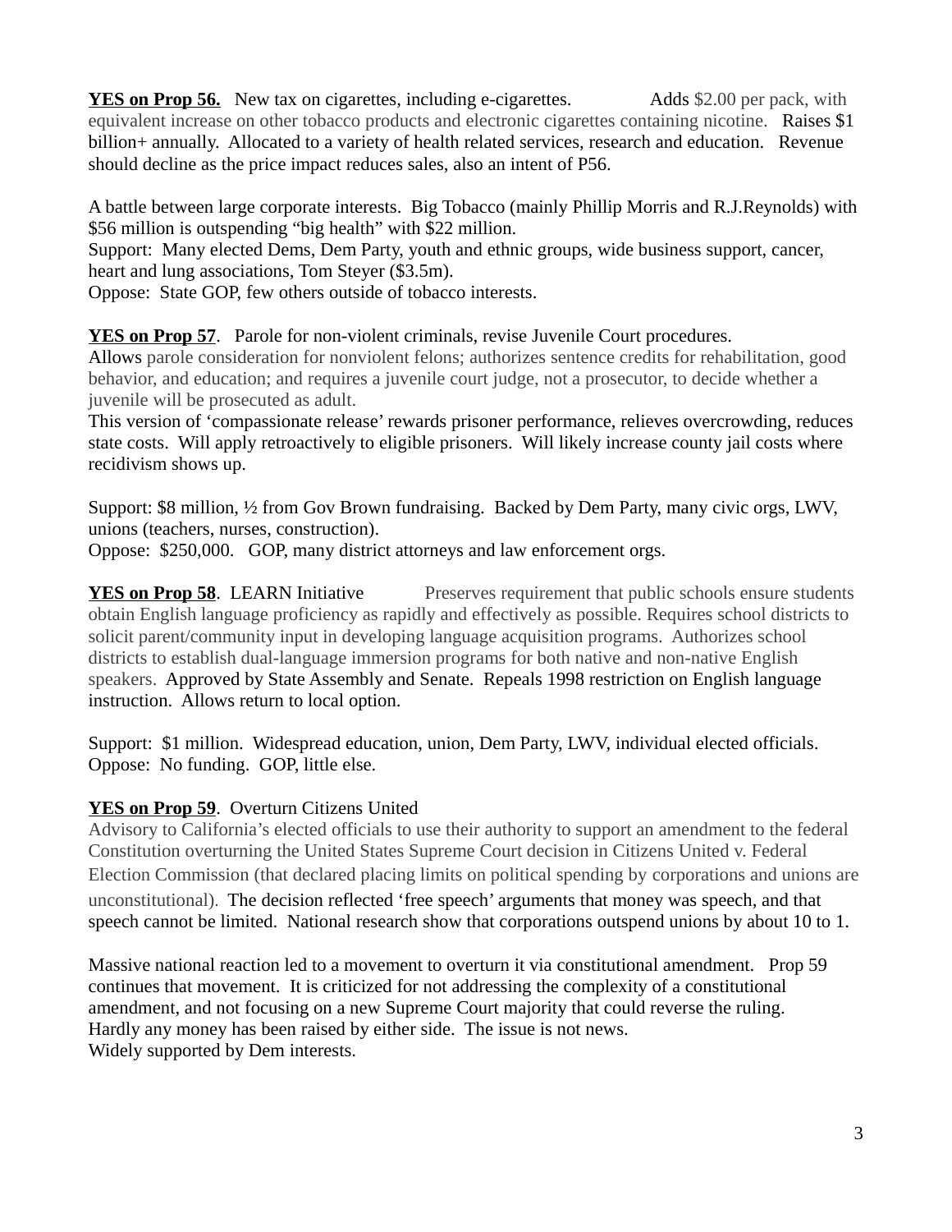**YES on Prop 56.** New tax on cigarettes, including e-cigarettes. Adds $2.00 per pack, with equivalent increase on other tobacco products and electronic cigarettes containing nicotine. Raises $1 billion+ annually. Allocated to a variety of health related services, research and education. Revenue should decline as the price impact reduces sales, also an intent of P56.

A battle between large corporate interests. Big Tobacco (mainly Phillip Morris and R.J.Reynolds) with $56 million is outspending "big health" with $22 million.
Support: Many elected Dems, Dem Party, youth and ethnic groups, wide business support, cancer, heart and lung associations, Tom Steyer ($3.5m).
Oppose: State GOP, few others outside of tobacco interests.

**YES on Prop 57**. Parole for non-violent criminals, revise Juvenile Court procedures.
Allows parole consideration for nonviolent felons; authorizes sentence credits for rehabilitation, good behavior, and education; and requires a juvenile court judge, not a prosecutor, to decide whether a juvenile will be prosecuted as adult.
This version of 'compassionate release' rewards prisoner performance, relieves overcrowding, reduces state costs. Will apply retroactively to eligible prisoners. Will likely increase county jail costs where recidivism shows up.

Support: $8 million, ½ from Gov Brown fundraising. Backed by Dem Party, many civic orgs, LWV, unions (teachers, nurses, construction).
Oppose: $250,000. GOP, many district attorneys and law enforcement orgs.

**YES on Prop 58**. LEARN Initiative Preserves requirement that public schools ensure students obtain English language proficiency as rapidly and effectively as possible. Requires school districts to solicit parent/community input in developing language acquisition programs. Authorizes school districts to establish dual-language immersion programs for both native and non-native English speakers. Approved by State Assembly and Senate. Repeals 1998 restriction on English language instruction. Allows return to local option.

Support: $1 million. Widespread education, union, Dem Party, LWV, individual elected officials.
Oppose: No funding. GOP, little else.

**YES on Prop 59**. Overturn Citizens United
Advisory to California's elected officials to use their authority to support an amendment to the federal Constitution overturning the United States Supreme Court decision in Citizens United v. Federal Election Commission (that declared placing limits on political spending by corporations and unions are unconstitutional). The decision reflected 'free speech' arguments that money was speech, and that speech cannot be limited. National research show that corporations outspend unions by about 10 to 1.

Massive national reaction led to a movement to overturn it via constitutional amendment. Prop 59 continues that movement. It is criticized for not addressing the complexity of a constitutional amendment, and not focusing on a new Supreme Court majority that could reverse the ruling.
Hardly any money has been raised by either side. The issue is not news.
Widely supported by Dem interests.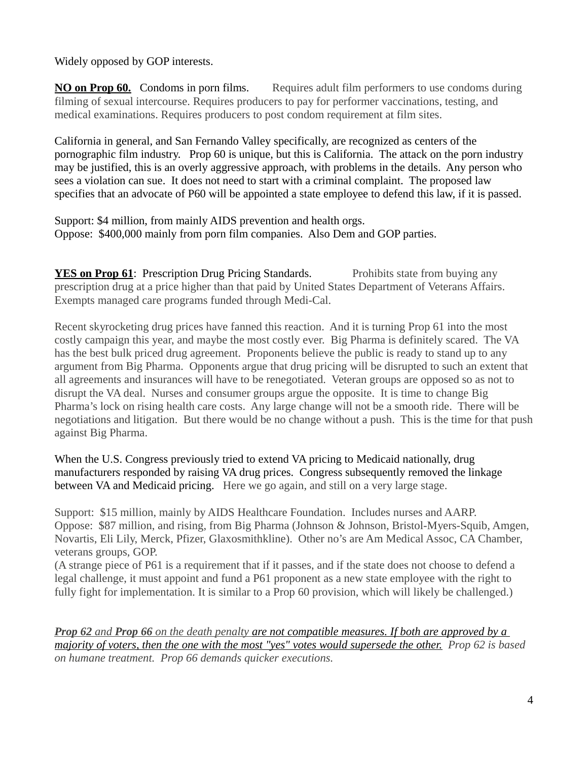Widely opposed by GOP interests.

**NO on Prop 60.** Condoms in porn films. Requires adult film performers to use condoms during filming of sexual intercourse. Requires producers to pay for performer vaccinations, testing, and medical examinations. Requires producers to post condom requirement at film sites.

California in general, and San Fernando Valley specifically, are recognized as centers of the pornographic film industry. Prop 60 is unique, but this is California. The attack on the porn industry may be justified, this is an overly aggressive approach, with problems in the details. Any person who sees a violation can sue. It does not need to start with a criminal complaint. The proposed law specifies that an advocate of P60 will be appointed a state employee to defend this law, if it is passed.

Support: $4 million, from mainly AIDS prevention and health orgs.
Oppose: $400,000 mainly from porn film companies. Also Dem and GOP parties.

**YES on Prop 61**: Prescription Drug Pricing Standards. Prohibits state from buying any prescription drug at a price higher than that paid by United States Department of Veterans Affairs. Exempts managed care programs funded through Medi-Cal.

Recent skyrocketing drug prices have fanned this reaction. And it is turning Prop 61 into the most costly campaign this year, and maybe the most costly ever. Big Pharma is definitely scared. The VA has the best bulk priced drug agreement. Proponents believe the public is ready to stand up to any argument from Big Pharma. Opponents argue that drug pricing will be disrupted to such an extent that all agreements and insurances will have to be renegotiated. Veteran groups are opposed so as not to disrupt the VA deal. Nurses and consumer groups argue the opposite. It is time to change Big Pharma's lock on rising health care costs. Any large change will not be a smooth ride. There will be negotiations and litigation. But there would be no change without a push. This is the time for that push against Big Pharma.

When the U.S. Congress previously tried to extend VA pricing to Medicaid nationally, drug manufacturers responded by raising VA drug prices. Congress subsequently removed the linkage between VA and Medicaid pricing. Here we go again, and still on a very large stage.

Support: $15 million, mainly by AIDS Healthcare Foundation. Includes nurses and AARP.
Oppose: $87 million, and rising, from Big Pharma (Johnson & Johnson, Bristol-Myers-Squib, Amgen, Novartis, Eli Lily, Merck, Pfizer, Glaxosmithkline). Other no's are Am Medical Assoc, CA Chamber, veterans groups, GOP.
(A strange piece of P61 is a requirement that if it passes, and if the state does not choose to defend a legal challenge, it must appoint and fund a P61 proponent as a new state employee with the right to fully fight for implementation. It is similar to a Prop 60 provision, which will likely be challenged.)

***Prop 62** and **Prop 66** on the death penalty <u>are not compatible measures. If both are approved by a majority of voters, then the one with the most "yes" votes would supersede the other.</u> Prop 62 is based on humane treatment. Prop 66 demands quicker executions.*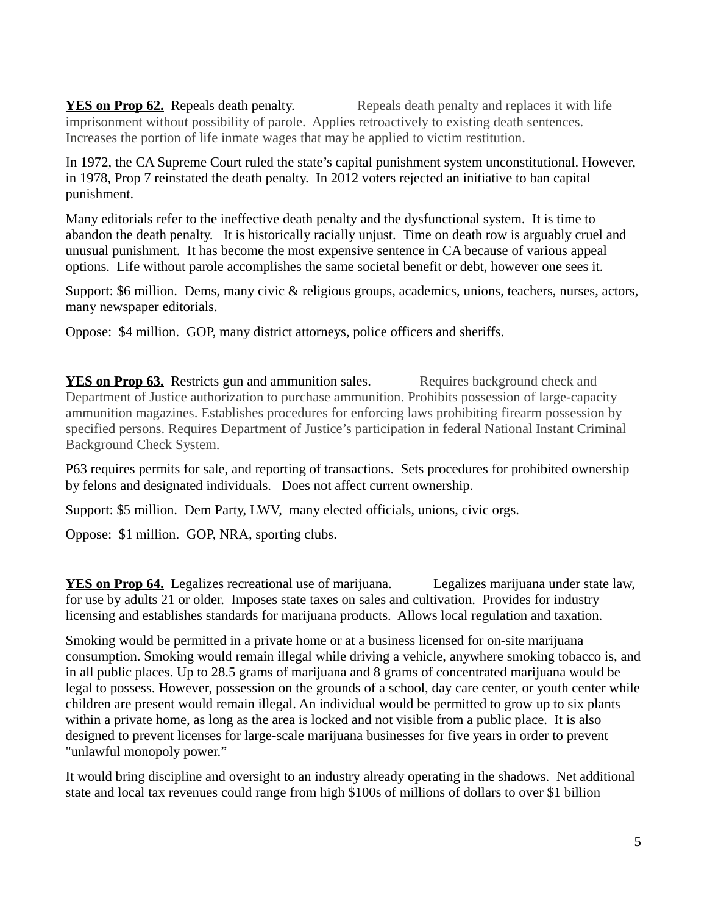**<u>YES on Prop 62.</u>** Repeals death penalty. Repeals death penalty and replaces it with life imprisonment without possibility of parole. Applies retroactively to existing death sentences. Increases the portion of life inmate wages that may be applied to victim restitution.

In 1972, the CA Supreme Court ruled the state's capital punishment system unconstitutional. However, in 1978, Prop 7 reinstated the death penalty. In 2012 voters rejected an initiative to ban capital punishment.

Many editorials refer to the ineffective death penalty and the dysfunctional system. It is time to abandon the death penalty. It is historically racially unjust. Time on death row is arguably cruel and unusual punishment. It has become the most expensive sentence in CA because of various appeal options. Life without parole accomplishes the same societal benefit or debt, however one sees it.

Support: $6 million. Dems, many civic & religious groups, academics, unions, teachers, nurses, actors, many newspaper editorials.

Oppose: $4 million. GOP, many district attorneys, police officers and sheriffs.

**<u>YES on Prop 63.</u>** Restricts gun and ammunition sales. Requires background check and Department of Justice authorization to purchase ammunition. Prohibits possession of large-capacity ammunition magazines. Establishes procedures for enforcing laws prohibiting firearm possession by specified persons. Requires Department of Justice's participation in federal National Instant Criminal Background Check System.

P63 requires permits for sale, and reporting of transactions. Sets procedures for prohibited ownership by felons and designated individuals. Does not affect current ownership.

Support: $5 million. Dem Party, LWV, many elected officials, unions, civic orgs.

Oppose: $1 million. GOP, NRA, sporting clubs.

**<u>YES on Prop 64.</u>** Legalizes recreational use of marijuana. Legalizes marijuana under state law, for use by adults 21 or older. Imposes state taxes on sales and cultivation. Provides for industry licensing and establishes standards for marijuana products. Allows local regulation and taxation.

Smoking would be permitted in a private home or at a business licensed for on-site marijuana consumption. Smoking would remain illegal while driving a vehicle, anywhere smoking tobacco is, and in all public places. Up to 28.5 grams of marijuana and 8 grams of concentrated marijuana would be legal to possess. However, possession on the grounds of a school, day care center, or youth center while children are present would remain illegal. An individual would be permitted to grow up to six plants within a private home, as long as the area is locked and not visible from a public place. It is also designed to prevent licenses for large-scale marijuana businesses for five years in order to prevent "unlawful monopoly power."

It would bring discipline and oversight to an industry already operating in the shadows. Net additional state and local tax revenues could range from high $100s of millions of dollars to over $1 billion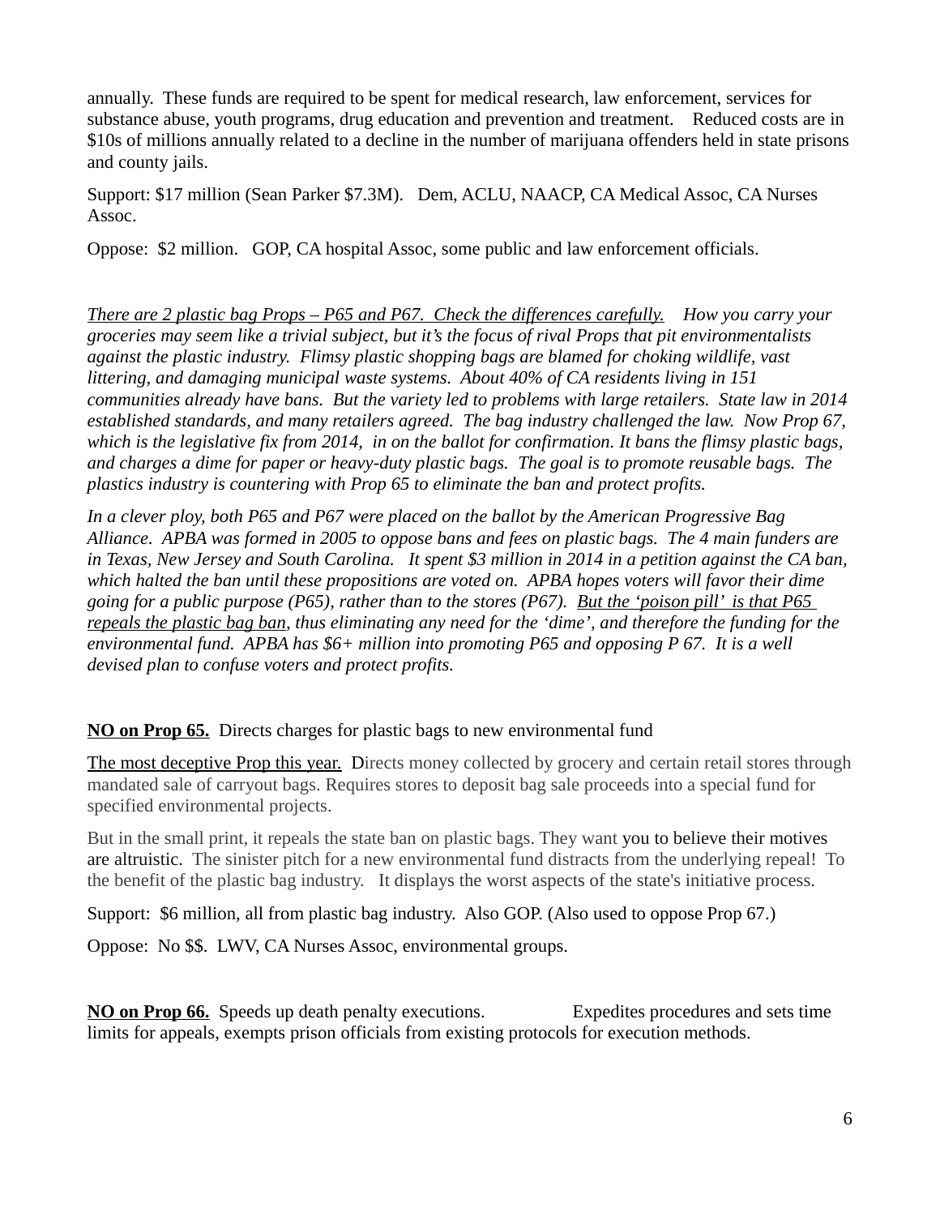annually. These funds are required to be spent for medical research, law enforcement, services for substance abuse, youth programs, drug education and prevention and treatment. Reduced costs are in $10s of millions annually related to a decline in the number of marijuana offenders held in state prisons and county jails.

Support: $17 million (Sean Parker $7.3M). Dem, ACLU, NAACP, CA Medical Assoc, CA Nurses Assoc.

Oppose: $2 million. GOP, CA hospital Assoc, some public and law enforcement officials.

*There are 2 plastic bag Props – P65 and P67. Check the differences carefully.* *How you carry your groceries may seem like a trivial subject, but it's the focus of rival Props that pit environmentalists against the plastic industry. Flimsy plastic shopping bags are blamed for choking wildlife, vast littering, and damaging municipal waste systems. About 40% of CA residents living in 151 communities already have bans. But the variety led to problems with large retailers. State law in 2014 established standards, and many retailers agreed. The bag industry challenged the law. Now Prop 67, which is the legislative fix from 2014, in on the ballot for confirmation. It bans the flimsy plastic bags, and charges a dime for paper or heavy-duty plastic bags. The goal is to promote reusable bags. The plastics industry is countering with Prop 65 to eliminate the ban and protect profits.*

*In a clever ploy, both P65 and P67 were placed on the ballot by the American Progressive Bag Alliance. APBA was formed in 2005 to oppose bans and fees on plastic bags. The 4 main funders are in Texas, New Jersey and South Carolina. It spent $3 million in 2014 in a petition against the CA ban, which halted the ban until these propositions are voted on. APBA hopes voters will favor their dime going for a public purpose (P65), rather than to the stores (P67). But the 'poison pill' is that P65 repeals the plastic bag ban, thus eliminating any need for the 'dime', and therefore the funding for the environmental fund. APBA has $6+ million into promoting P65 and opposing P 67. It is a well devised plan to confuse voters and protect profits.*

**NO on Prop 65.** Directs charges for plastic bags to new environmental fund

The most deceptive Prop this year. Directs money collected by grocery and certain retail stores through mandated sale of carryout bags. Requires stores to deposit bag sale proceeds into a special fund for specified environmental projects.

But in the small print, it repeals the state ban on plastic bags. They want you to believe their motives are altruistic. The sinister pitch for a new environmental fund distracts from the underlying repeal! To the benefit of the plastic bag industry. It displays the worst aspects of the state's initiative process.

Support: $6 million, all from plastic bag industry. Also GOP. (Also used to oppose Prop 67.)

Oppose: No $$. LWV, CA Nurses Assoc, environmental groups.

**NO on Prop 66.** Speeds up death penalty executions. Expedites procedures and sets time limits for appeals, exempts prison officials from existing protocols for execution methods.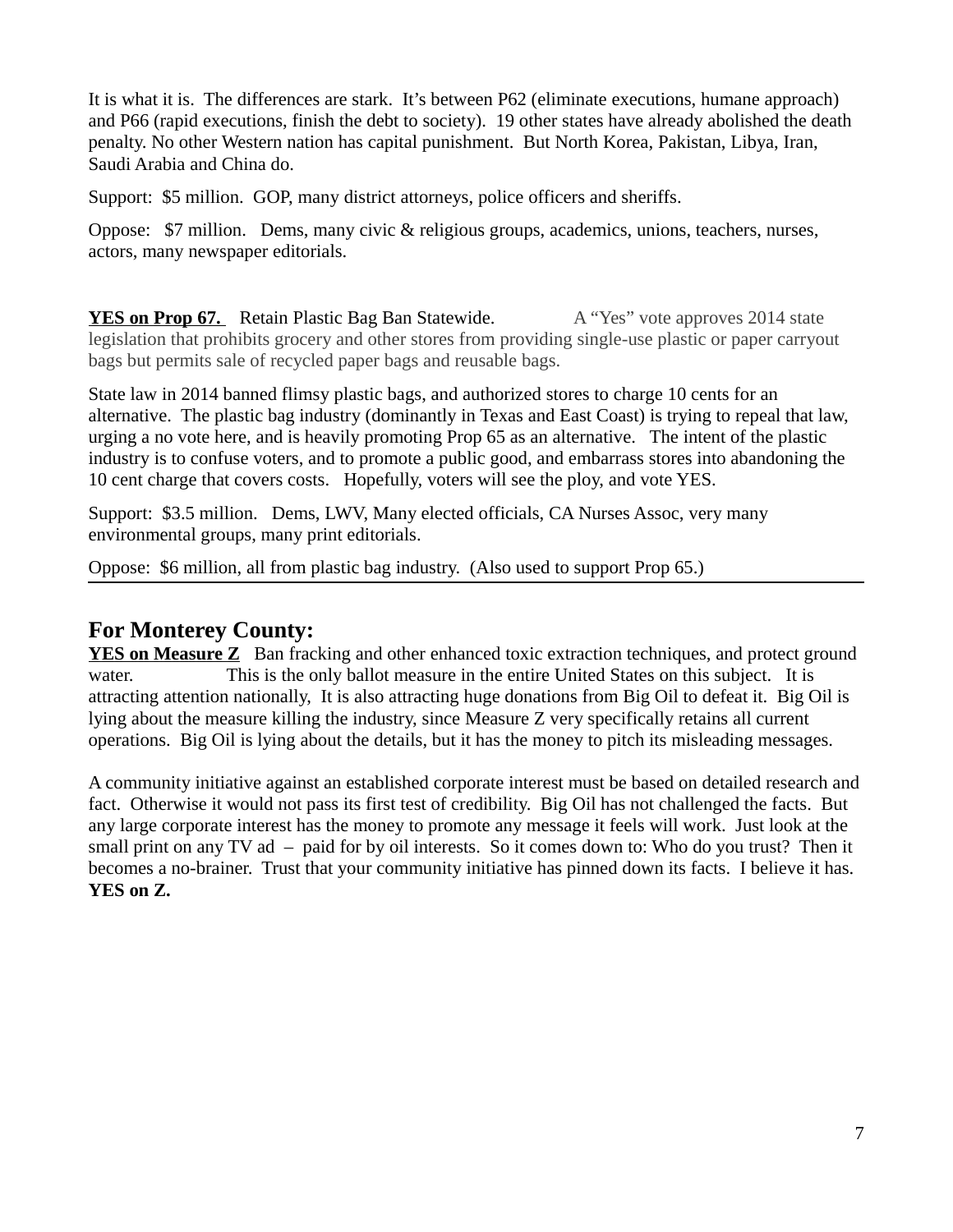It is what it is.  The differences are stark.  It's between P62 (eliminate executions, humane approach) and P66 (rapid executions, finish the debt to society).  19 other states have already abolished the death penalty. No other Western nation has capital punishment.  But North Korea, Pakistan, Libya, Iran, Saudi Arabia and China do.

Support:  $5 million.  GOP, many district attorneys, police officers and sheriffs.

Oppose:   $7 million.   Dems, many civic & religious groups, academics, unions, teachers, nurses, actors, many newspaper editorials.

**YES on Prop 67.**   Retain Plastic Bag Ban Statewide.   A "Yes" vote approves 2014 state legislation that prohibits grocery and other stores from providing single-use plastic or paper carryout bags but permits sale of recycled paper bags and reusable bags.

State law in 2014 banned flimsy plastic bags, and authorized stores to charge 10 cents for an alternative.  The plastic bag industry (dominantly in Texas and East Coast) is trying to repeal that law, urging a no vote here, and is heavily promoting Prop 65 as an alternative.   The intent of the plastic industry is to confuse voters, and to promote a public good, and embarrass stores into abandoning the 10 cent charge that covers costs.   Hopefully, voters will see the ploy, and vote YES.

Support:  $3.5 million.   Dems, LWV, Many elected officials, CA Nurses Assoc, very many environmental groups, many print editorials.

Oppose:  $6 million, all from plastic bag industry.  (Also used to support Prop 65.)

---

## For Monterey County:

**YES on Measure Z**   Ban fracking and other enhanced toxic extraction techniques, and protect ground water.   This is the only ballot measure in the entire United States on this subject.   It is attracting attention nationally,  It is also attracting huge donations from Big Oil to defeat it.  Big Oil is lying about the measure killing the industry, since Measure Z very specifically retains all current operations.  Big Oil is lying about the details, but it has the money to pitch its misleading messages.

A community initiative against an established corporate interest must be based on detailed research and fact.  Otherwise it would not pass its first test of credibility.  Big Oil has not challenged the facts.  But any large corporate interest has the money to promote any message it feels will work.  Just look at the small print on any TV ad  –  paid for by oil interests.  So it comes down to: Who do you trust?  Then it becomes a no-brainer.  Trust that your community initiative has pinned down its facts.  I believe it has. **YES on Z.**